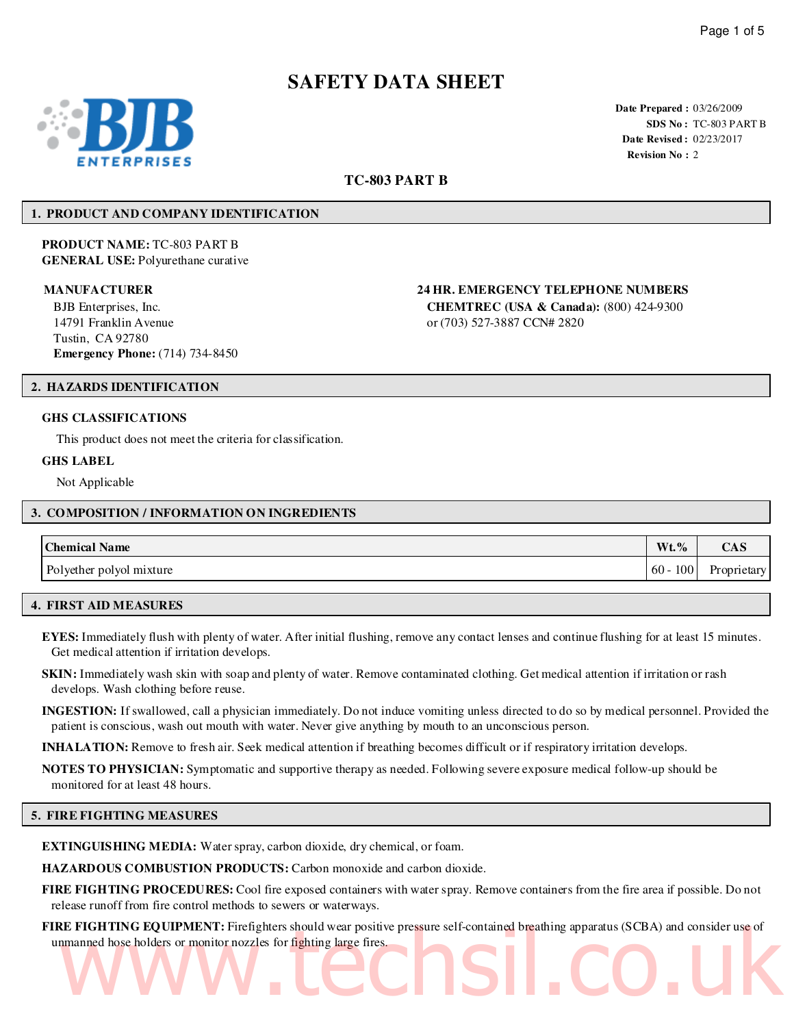# SAFETY DATA SHEET

**Date Prepared :** 03/26/2009
**SDS No :** TC-803 PART B
**Date Revised :** 02/23/2017
**Revision No :** 2

## TC-803 PART B

## 1. PRODUCT AND COMPANY IDENTIFICATION

**PRODUCT NAME:** TC-803 PART B
**GENERAL USE:** Polyurethane curative

**MANUFACTURER**
BJB Enterprises, Inc.
14791 Franklin Avenue
Tustin, CA 92780
**Emergency Phone:** (714) 734-8450

**24 HR. EMERGENCY TELEPHONE NUMBERS**
**CHEMTREC (USA & Canada):** (800) 424-9300
or (703) 527-3887 CCN# 2820

## 2. HAZARDS IDENTIFICATION

**GHS CLASSIFICATIONS**

This product does not meet the criteria for classification.

**GHS LABEL**

Not Applicable

## 3. COMPOSITION / INFORMATION ON INGREDIENTS

| Chemical Name | Wt.% | CAS |
| --- | --- | --- |
| Polyether polyol mixture | 60 - 100 | Proprietary |

## 4. FIRST AID MEASURES

**EYES:** Immediately flush with plenty of water. After initial flushing, remove any contact lenses and continue flushing for at least 15 minutes. Get medical attention if irritation develops.

**SKIN:** Immediately wash skin with soap and plenty of water. Remove contaminated clothing. Get medical attention if irritation or rash develops. Wash clothing before reuse.

**INGESTION:** If swallowed, call a physician immediately. Do not induce vomiting unless directed to do so by medical personnel. Provided the patient is conscious, wash out mouth with water. Never give anything by mouth to an unconscious person.

**INHALATION:** Remove to fresh air. Seek medical attention if breathing becomes difficult or if respiratory irritation develops.

**NOTES TO PHYSICIAN:** Symptomatic and supportive therapy as needed. Following severe exposure medical follow-up should be monitored for at least 48 hours.

## 5. FIRE FIGHTING MEASURES

**EXTINGUISHING MEDIA:** Water spray, carbon dioxide, dry chemical, or foam.

**HAZARDOUS COMBUSTION PRODUCTS:** Carbon monoxide and carbon dioxide.

**FIRE FIGHTING PROCEDURES:** Cool fire exposed containers with water spray. Remove containers from the fire area if possible. Do not release runoff from fire control methods to sewers or waterways.

**FIRE FIGHTING EQUIPMENT:** Firefighters should wear positive pressure self-contained breathing apparatus (SCBA) and consider use of unmanned hose holders or monitor nozzles for fighting large fires.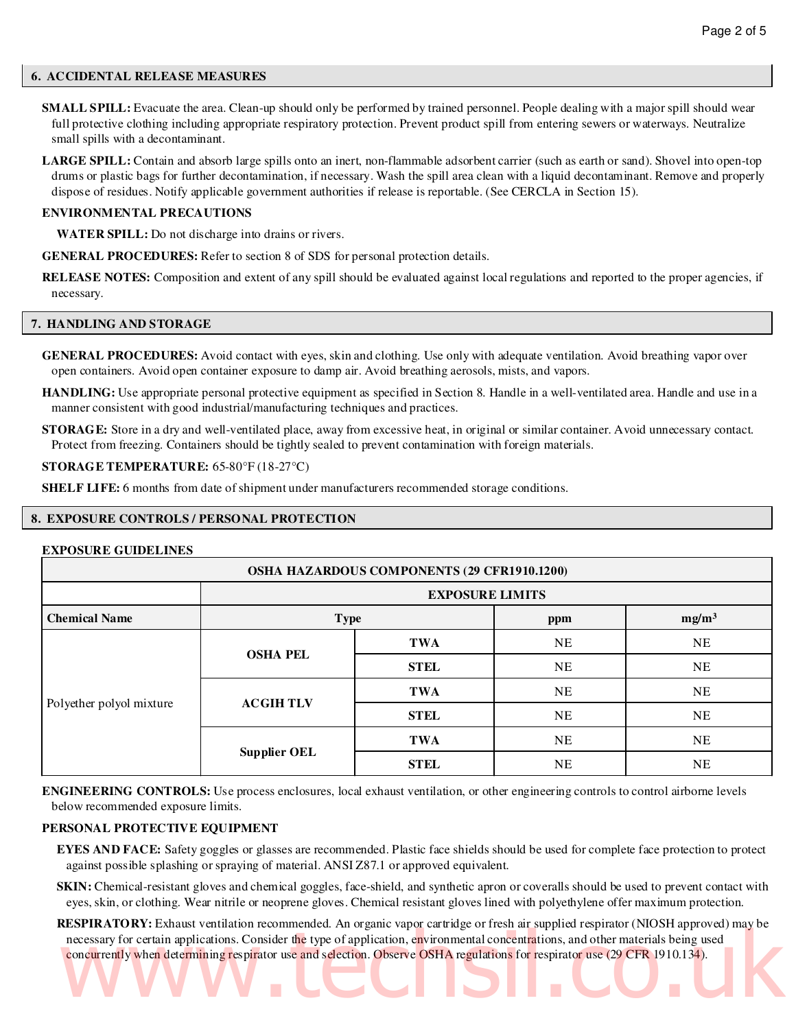## 6. ACCIDENTAL RELEASE MEASURES

**SMALL SPILL:** Evacuate the area. Clean-up should only be performed by trained personnel. People dealing with a major spill should wear full protective clothing including appropriate respiratory protection. Prevent product spill from entering sewers or waterways. Neutralize small spills with a decontaminant.

**LARGE SPILL:** Contain and absorb large spills onto an inert, non-flammable adsorbent carrier (such as earth or sand). Shovel into open-top drums or plastic bags for further decontamination, if necessary. Wash the spill area clean with a liquid decontaminant. Remove and properly dispose of residues. Notify applicable government authorities if release is reportable. (See CERCLA in Section 15).

**ENVIRONMENTAL PRECAUTIONS**

**WATER SPILL:** Do not discharge into drains or rivers.

**GENERAL PROCEDURES:** Refer to section 8 of SDS for personal protection details.

**RELEASE NOTES:** Composition and extent of any spill should be evaluated against local regulations and reported to the proper agencies, if necessary.

## 7. HANDLING AND STORAGE

**GENERAL PROCEDURES:** Avoid contact with eyes, skin and clothing. Use only with adequate ventilation. Avoid breathing vapor over open containers. Avoid open container exposure to damp air. Avoid breathing aerosols, mists, and vapors.

**HANDLING:** Use appropriate personal protective equipment as specified in Section 8. Handle in a well-ventilated area. Handle and use in a manner consistent with good industrial/manufacturing techniques and practices.

**STORAGE:** Store in a dry and well-ventilated place, away from excessive heat, in original or similar container. Avoid unnecessary contact. Protect from freezing. Containers should be tightly sealed to prevent contamination with foreign materials.

**STORAGE TEMPERATURE:** 65-80°F (18-27°C)

**SHELF LIFE:** 6 months from date of shipment under manufacturers recommended storage conditions.

## 8. EXPOSURE CONTROLS / PERSONAL PROTECTION

**EXPOSURE GUIDELINES**

| OSHA HAZARDOUS COMPONENTS (29 CFR1910.1200) | | | | |
|---|---|---|---|---|
| | EXPOSURE LIMITS | | | |
| **Chemical Name** | **Type** | | **ppm** | **mg/m³** |
| Polyether polyol mixture | **OSHA PEL** | **TWA** | NE | NE |
| | | **STEL** | NE | NE |
| | **ACGIH TLV** | **TWA** | NE | NE |
| | | **STEL** | NE | NE |
| | **Supplier OEL** | **TWA** | NE | NE |
| | | **STEL** | NE | NE |

**ENGINEERING CONTROLS:** Use process enclosures, local exhaust ventilation, or other engineering controls to control airborne levels below recommended exposure limits.

**PERSONAL PROTECTIVE EQUIPMENT**

**EYES AND FACE:** Safety goggles or glasses are recommended. Plastic face shields should be used for complete face protection to protect against possible splashing or spraying of material. ANSI Z87.1 or approved equivalent.

**SKIN:** Chemical-resistant gloves and chemical goggles, face-shield, and synthetic apron or coveralls should be used to prevent contact with eyes, skin, or clothing. Wear nitrile or neoprene gloves. Chemical resistant gloves lined with polyethylene offer maximum protection.

**RESPIRATORY:** Exhaust ventilation recommended. An organic vapor cartridge or fresh air supplied respirator (NIOSH approved) may be necessary for certain applications. Consider the type of application, environmental concentrations, and other materials being used concurrently when determining respirator use and selection. Observe OSHA regulations for respirator use (29 CFR 1910.134).

www.techsil.co.uk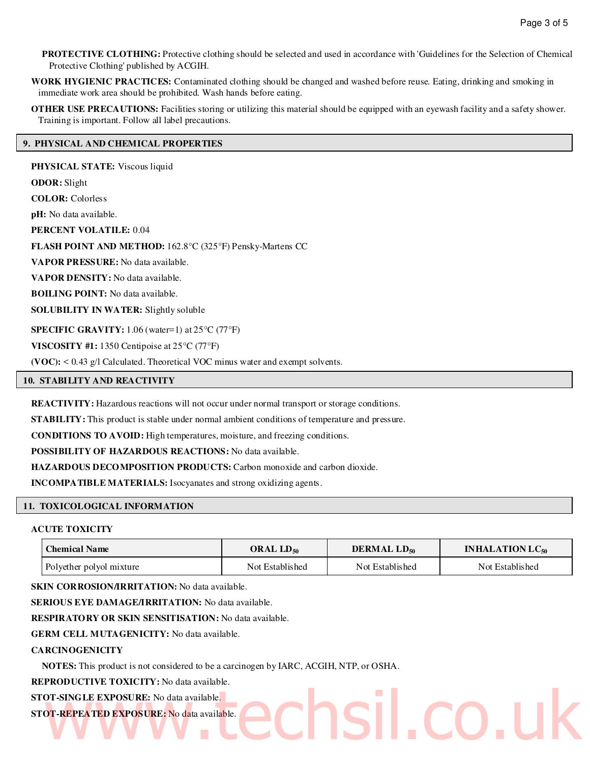**PROTECTIVE CLOTHING:** Protective clothing should be selected and used in accordance with 'Guidelines for the Selection of Chemical Protective Clothing' published by ACGIH.

**WORK HYGIENIC PRACTICES:** Contaminated clothing should be changed and washed before reuse. Eating, drinking and smoking in immediate work area should be prohibited. Wash hands before eating.

**OTHER USE PRECAUTIONS:** Facilities storing or utilizing this material should be equipped with an eyewash facility and a safety shower. Training is important. Follow all label precautions.

## 9. PHYSICAL AND CHEMICAL PROPERTIES

**PHYSICAL STATE:** Viscous liquid

**ODOR:** Slight

**COLOR:** Colorless

**pH:** No data available.

**PERCENT VOLATILE:** 0.04

**FLASH POINT AND METHOD:** 162.8°C (325°F) Pensky-Martens CC

**VAPOR PRESSURE:** No data available.

**VAPOR DENSITY:** No data available.

**BOILING POINT:** No data available.

**SOLUBILITY IN WATER:** Slightly soluble

**SPECIFIC GRAVITY:** 1.06 (water=1) at 25°C (77°F)

**VISCOSITY #1:** 1350 Centipoise at 25°C (77°F)

**(VOC):** < 0.43 g/l Calculated. Theoretical VOC minus water and exempt solvents.

## 10. STABILITY AND REACTIVITY

**REACTIVITY:** Hazardous reactions will not occur under normal transport or storage conditions.

**STABILITY:** This product is stable under normal ambient conditions of temperature and pressure.

**CONDITIONS TO AVOID:** High temperatures, moisture, and freezing conditions.

**POSSIBILITY OF HAZARDOUS REACTIONS:** No data available.

**HAZARDOUS DECOMPOSITION PRODUCTS:** Carbon monoxide and carbon dioxide.

**INCOMPATIBLE MATERIALS:** Isocyanates and strong oxidizing agents.

## 11. TOXICOLOGICAL INFORMATION

**ACUTE TOXICITY**

| Chemical Name | ORAL $LD_{50}$ | DERMAL $LD_{50}$ | INHALATION $LC_{50}$ |
|---|---|---|---|
| Polyether polyol mixture | Not Established | Not Established | Not Established |

**SKIN CORROSION/IRRITATION:** No data available.

**SERIOUS EYE DAMAGE/IRRITATION:** No data available.

**RESPIRATORY OR SKIN SENSITISATION:** No data available.

**GERM CELL MUTAGENICITY:** No data available.

**CARCINOGENICITY**

**NOTES:** This product is not considered to be a carcinogen by IARC, ACGIH, NTP, or OSHA.

**REPRODUCTIVE TOXICITY:** No data available.

**STOT-SINGLE EXPOSURE:** No data available.

**STOT-REPEATED EXPOSURE:** No data available.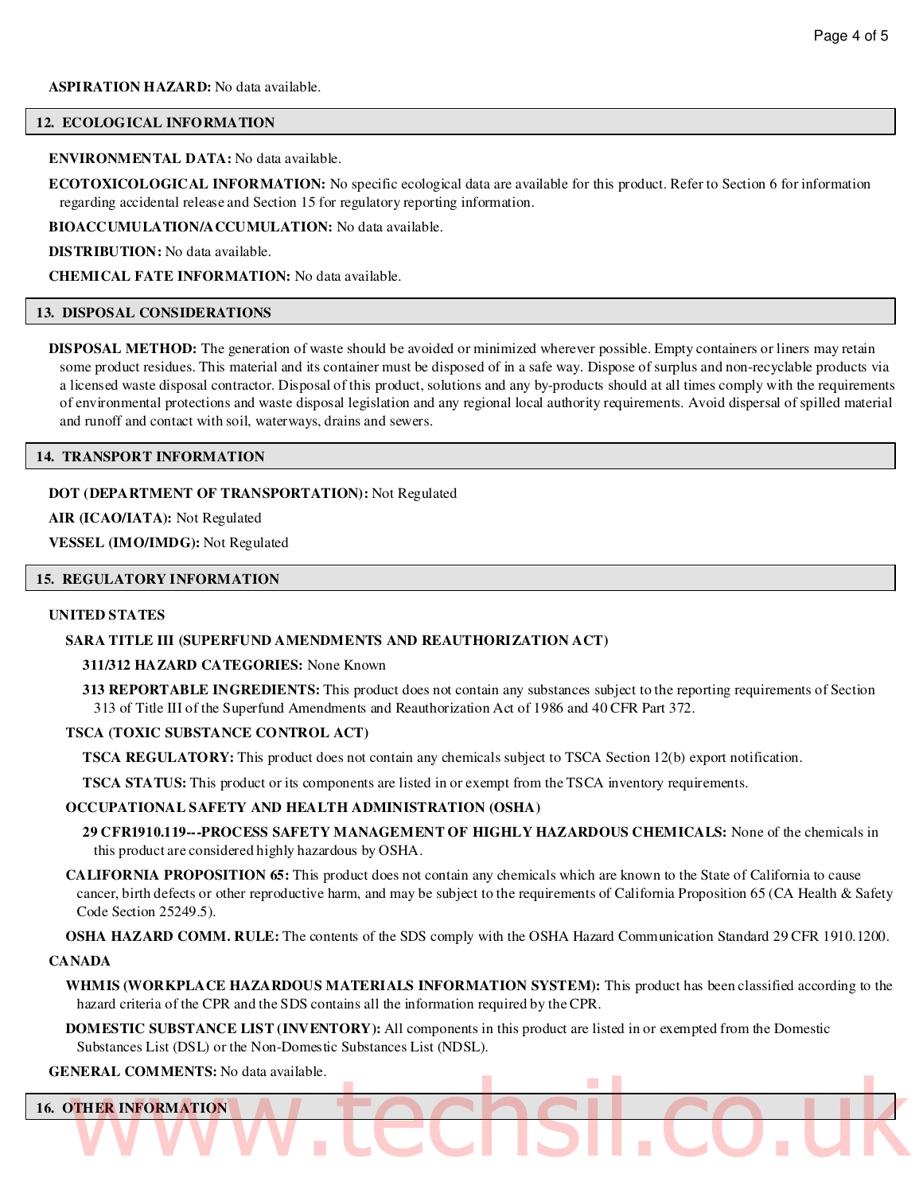**ASPIRATION HAZARD:** No data available.

## 12. ECOLOGICAL INFORMATION

**ENVIRONMENTAL DATA:** No data available.

**ECOTOXICOLOGICAL INFORMATION:** No specific ecological data are available for this product. Refer to Section 6 for information regarding accidental release and Section 15 for regulatory reporting information.

**BIOACCUMULATION/ACCUMULATION:** No data available.

**DISTRIBUTION:** No data available.

**CHEMICAL FATE INFORMATION:** No data available.

## 13. DISPOSAL CONSIDERATIONS

**DISPOSAL METHOD:** The generation of waste should be avoided or minimized wherever possible. Empty containers or liners may retain some product residues. This material and its container must be disposed of in a safe way. Dispose of surplus and non-recyclable products via a licensed waste disposal contractor. Disposal of this product, solutions and any by-products should at all times comply with the requirements of environmental protections and waste disposal legislation and any regional local authority requirements. Avoid dispersal of spilled material and runoff and contact with soil, waterways, drains and sewers.

## 14. TRANSPORT INFORMATION

**DOT (DEPARTMENT OF TRANSPORTATION):** Not Regulated

**AIR (ICAO/IATA):** Not Regulated

**VESSEL (IMO/IMDG):** Not Regulated

## 15. REGULATORY INFORMATION

**UNITED STATES**

**SARA TITLE III (SUPERFUND AMENDMENTS AND REAUTHORIZATION ACT)**

**311/312 HAZARD CATEGORIES:** None Known

**313 REPORTABLE INGREDIENTS:** This product does not contain any substances subject to the reporting requirements of Section 313 of Title III of the Superfund Amendments and Reauthorization Act of 1986 and 40 CFR Part 372.

**TSCA (TOXIC SUBSTANCE CONTROL ACT)**

**TSCA REGULATORY:** This product does not contain any chemicals subject to TSCA Section 12(b) export notification.

**TSCA STATUS:** This product or its components are listed in or exempt from the TSCA inventory requirements.

**OCCUPATIONAL SAFETY AND HEALTH ADMINISTRATION (OSHA)**

**29 CFR1910.119---PROCESS SAFETY MANAGEMENT OF HIGHLY HAZARDOUS CHEMICALS:** None of the chemicals in this product are considered highly hazardous by OSHA.

**CALIFORNIA PROPOSITION 65:** This product does not contain any chemicals which are known to the State of California to cause cancer, birth defects or other reproductive harm, and may be subject to the requirements of California Proposition 65 (CA Health & Safety Code Section 25249.5).

**OSHA HAZARD COMM. RULE:** The contents of the SDS comply with the OSHA Hazard Communication Standard 29 CFR 1910.1200.

**CANADA**

**WHMIS (WORKPLACE HAZARDOUS MATERIALS INFORMATION SYSTEM):** This product has been classified according to the hazard criteria of the CPR and the SDS contains all the information required by the CPR.

**DOMESTIC SUBSTANCE LIST (INVENTORY):** All components in this product are listed in or exempted from the Domestic Substances List (DSL) or the Non-Domestic Substances List (NDSL).

**GENERAL COMMENTS:** No data available.

## 16. OTHER INFORMATION

www.techsil.co.uk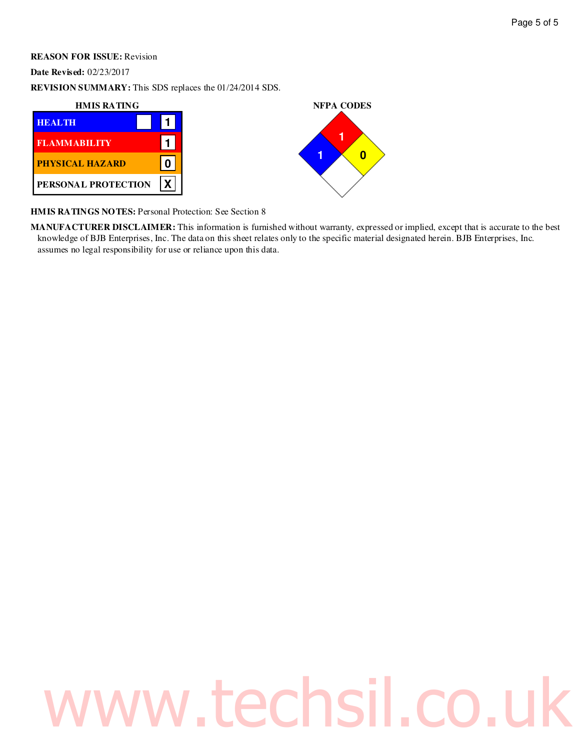**REASON FOR ISSUE:** Revision

**Date Revised:** 02/23/2017

**REVISION SUMMARY:** This SDS replaces the 01/24/2014 SDS.

**HMIS RATING**

| HMIS RATING | |
|---|---|
| HEALTH | 1 |
| FLAMMABILITY | 1 |
| PHYSICAL HAZARD | 0 |
| PERSONAL PROTECTION | X |

**NFPA CODES**

| Health | Flammability | Instability | Special |
|---|---|---|---|
| 1 | 1 | 0 | |

**HMIS RATINGS NOTES:** Personal Protection: See Section 8

**MANUFACTURER DISCLAIMER:** This information is furnished without warranty, expressed or implied, except that is accurate to the best knowledge of BJB Enterprises, Inc. The data on this sheet relates only to the specific material designated herein. BJB Enterprises, Inc. assumes no legal responsibility for use or reliance upon this data.

www.techsil.co.uk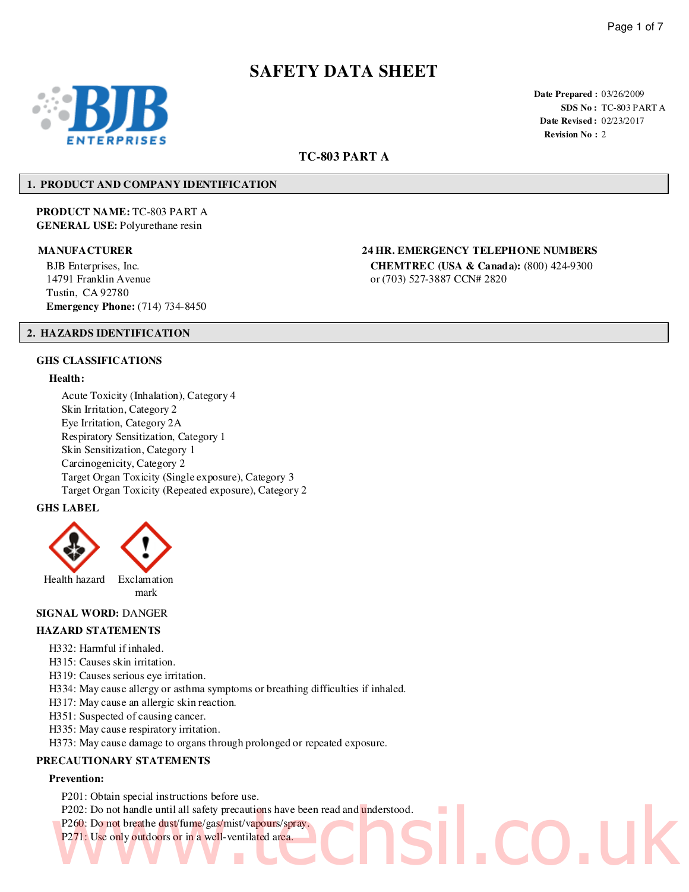# SAFETY DATA SHEET

**Date Prepared :** 03/26/2009
**SDS No :** TC-803 PART A
**Date Revised :** 02/23/2017
**Revision No :** 2

## TC-803 PART A

## 1. PRODUCT AND COMPANY IDENTIFICATION

**PRODUCT NAME:** TC-803 PART A
**GENERAL USE:** Polyurethane resin

**MANUFACTURER**

BJB Enterprises, Inc.
14791 Franklin Avenue
Tustin, CA 92780
**Emergency Phone:** (714) 734-8450

**24 HR. EMERGENCY TELEPHONE NUMBERS**

**CHEMTREC (USA & Canada):** (800) 424-9300
or (703) 527-3887 CCN# 2820

## 2. HAZARDS IDENTIFICATION

### GHS CLASSIFICATIONS

**Health:**

- Acute Toxicity (Inhalation), Category 4
- Skin Irritation, Category 2
- Eye Irritation, Category 2A
- Respiratory Sensitization, Category 1
- Skin Sensitization, Category 1
- Carcinogenicity, Category 2
- Target Organ Toxicity (Single exposure), Category 3
- Target Organ Toxicity (Repeated exposure), Category 2

### GHS LABEL

Health hazard
Exclamation mark

**SIGNAL WORD:** DANGER

### HAZARD STATEMENTS

- H332: Harmful if inhaled.
- H315: Causes skin irritation.
- H319: Causes serious eye irritation.
- H334: May cause allergy or asthma symptoms or breathing difficulties if inhaled.
- H317: May cause an allergic skin reaction.
- H351: Suspected of causing cancer.
- H335: May cause respiratory irritation.
- H373: May cause damage to organs through prolonged or repeated exposure.

### PRECAUTIONARY STATEMENTS

**Prevention:**

- P201: Obtain special instructions before use.
- P202: Do not handle until all safety precautions have been read and understood.
- P260: Do not breathe dust/fume/gas/mist/vapours/spray.
- P271: Use only outdoors or in a well-ventilated area.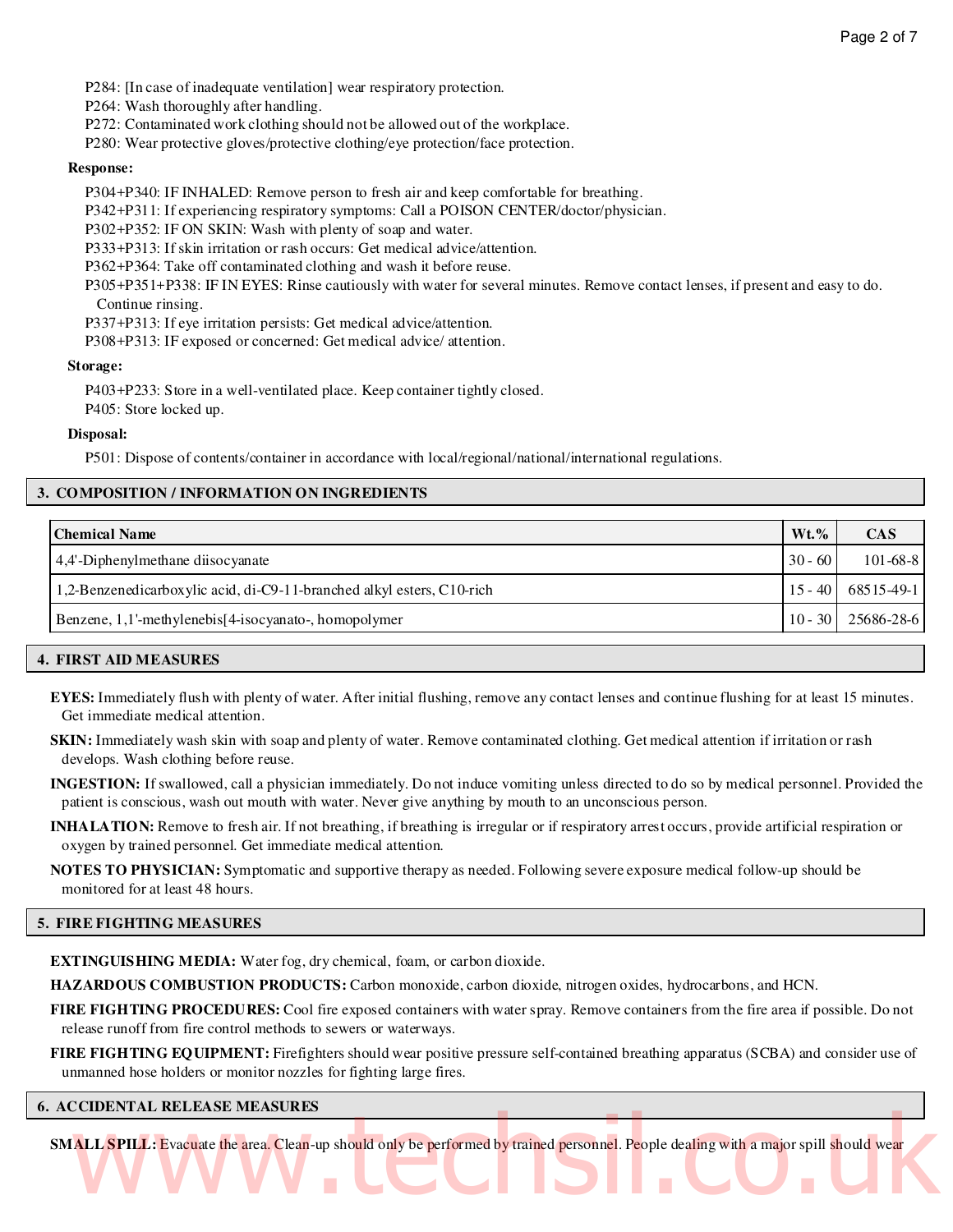P284: [In case of inadequate ventilation] wear respiratory protection.
P264: Wash thoroughly after handling.
P272: Contaminated work clothing should not be allowed out of the workplace.
P280: Wear protective gloves/protective clothing/eye protection/face protection.

**Response:**

P304+P340: IF INHALED: Remove person to fresh air and keep comfortable for breathing.
P342+P311: If experiencing respiratory symptoms: Call a POISON CENTER/doctor/physician.
P302+P352: IF ON SKIN: Wash with plenty of soap and water.
P333+P313: If skin irritation or rash occurs: Get medical advice/attention.
P362+P364: Take off contaminated clothing and wash it before reuse.
P305+P351+P338: IF IN EYES: Rinse cautiously with water for several minutes. Remove contact lenses, if present and easy to do. Continue rinsing.
P337+P313: If eye irritation persists: Get medical advice/attention.
P308+P313: IF exposed or concerned: Get medical advice/ attention.

**Storage:**

P403+P233: Store in a well-ventilated place. Keep container tightly closed.
P405: Store locked up.

**Disposal:**

P501: Dispose of contents/container in accordance with local/regional/national/international regulations.

## 3. COMPOSITION / INFORMATION ON INGREDIENTS

| Chemical Name | Wt.% | CAS |
|---|---|---|
| 4,4'-Diphenylmethane diisocyanate | 30 - 60 | 101-68-8 |
| 1,2-Benzenedicarboxylic acid, di-C9-11-branched alkyl esters, C10-rich | 15 - 40 | 68515-49-1 |
| Benzene, 1,1'-methylenebis[4-isocyanato-, homopolymer | 10 - 30 | 25686-28-6 |

## 4. FIRST AID MEASURES

**EYES:** Immediately flush with plenty of water. After initial flushing, remove any contact lenses and continue flushing for at least 15 minutes. Get immediate medical attention.

**SKIN:** Immediately wash skin with soap and plenty of water. Remove contaminated clothing. Get medical attention if irritation or rash develops. Wash clothing before reuse.

**INGESTION:** If swallowed, call a physician immediately. Do not induce vomiting unless directed to do so by medical personnel. Provided the patient is conscious, wash out mouth with water. Never give anything by mouth to an unconscious person.

**INHALATION:** Remove to fresh air. If not breathing, if breathing is irregular or if respiratory arrest occurs, provide artificial respiration or oxygen by trained personnel. Get immediate medical attention.

**NOTES TO PHYSICIAN:** Symptomatic and supportive therapy as needed. Following severe exposure medical follow-up should be monitored for at least 48 hours.

## 5. FIRE FIGHTING MEASURES

**EXTINGUISHING MEDIA:** Water fog, dry chemical, foam, or carbon dioxide.

**HAZARDOUS COMBUSTION PRODUCTS:** Carbon monoxide, carbon dioxide, nitrogen oxides, hydrocarbons, and HCN.

**FIRE FIGHTING PROCEDURES:** Cool fire exposed containers with water spray. Remove containers from the fire area if possible. Do not release runoff from fire control methods to sewers or waterways.

**FIRE FIGHTING EQUIPMENT:** Firefighters should wear positive pressure self-contained breathing apparatus (SCBA) and consider use of unmanned hose holders or monitor nozzles for fighting large fires.

## 6. ACCIDENTAL RELEASE MEASURES

**SMALL SPILL:** Evacuate the area. Clean-up should only be performed by trained personnel. People dealing with a major spill should wear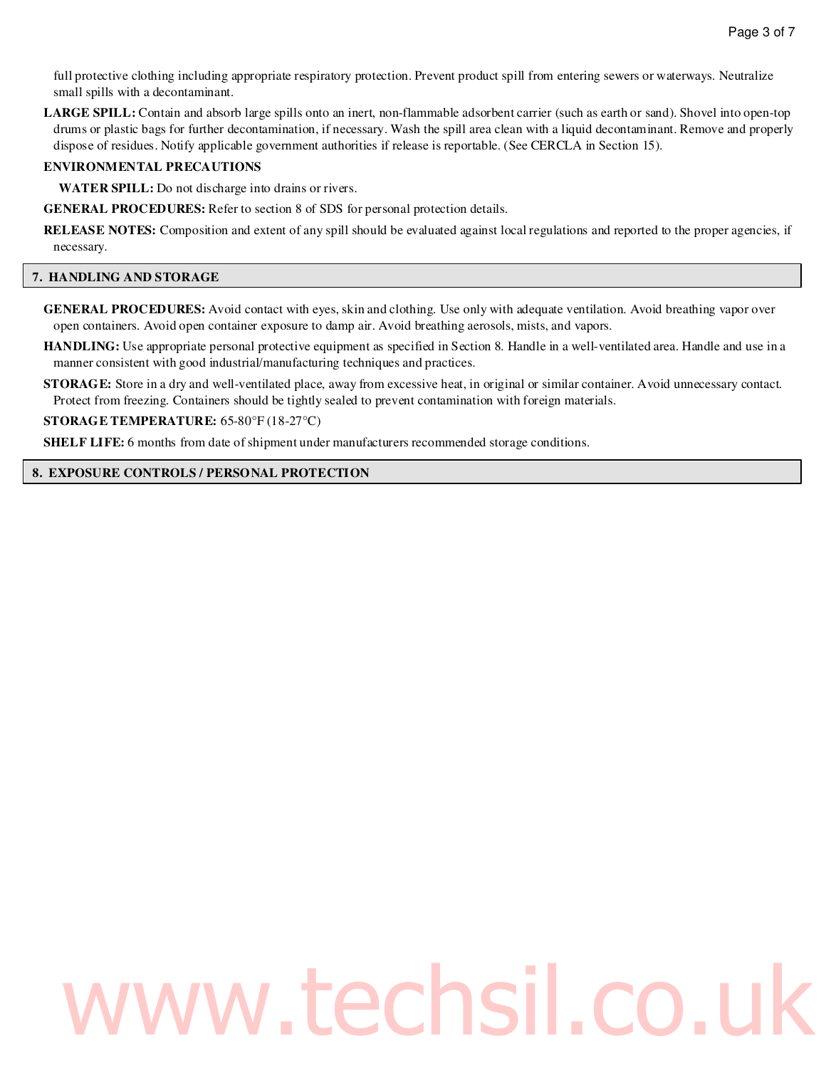full protective clothing including appropriate respiratory protection. Prevent product spill from entering sewers or waterways. Neutralize small spills with a decontaminant.

**LARGE SPILL:** Contain and absorb large spills onto an inert, non-flammable adsorbent carrier (such as earth or sand). Shovel into open-top drums or plastic bags for further decontamination, if necessary. Wash the spill area clean with a liquid decontaminant. Remove and properly dispose of residues. Notify applicable government authorities if release is reportable. (See CERCLA in Section 15).

**ENVIRONMENTAL PRECAUTIONS**

**WATER SPILL:** Do not discharge into drains or rivers.

**GENERAL PROCEDURES:** Refer to section 8 of SDS for personal protection details.

**RELEASE NOTES:** Composition and extent of any spill should be evaluated against local regulations and reported to the proper agencies, if necessary.

## 7. HANDLING AND STORAGE

**GENERAL PROCEDURES:** Avoid contact with eyes, skin and clothing. Use only with adequate ventilation. Avoid breathing vapor over open containers. Avoid open container exposure to damp air. Avoid breathing aerosols, mists, and vapors.

**HANDLING:** Use appropriate personal protective equipment as specified in Section 8. Handle in a well-ventilated area. Handle and use in a manner consistent with good industrial/manufacturing techniques and practices.

**STORAGE:** Store in a dry and well-ventilated place, away from excessive heat, in original or similar container. Avoid unnecessary contact. Protect from freezing. Containers should be tightly sealed to prevent contamination with foreign materials.

**STORAGE TEMPERATURE:** 65-80°F (18-27°C)

**SHELF LIFE:** 6 months from date of shipment under manufacturers recommended storage conditions.

## 8. EXPOSURE CONTROLS / PERSONAL PROTECTION

www.techsil.co.uk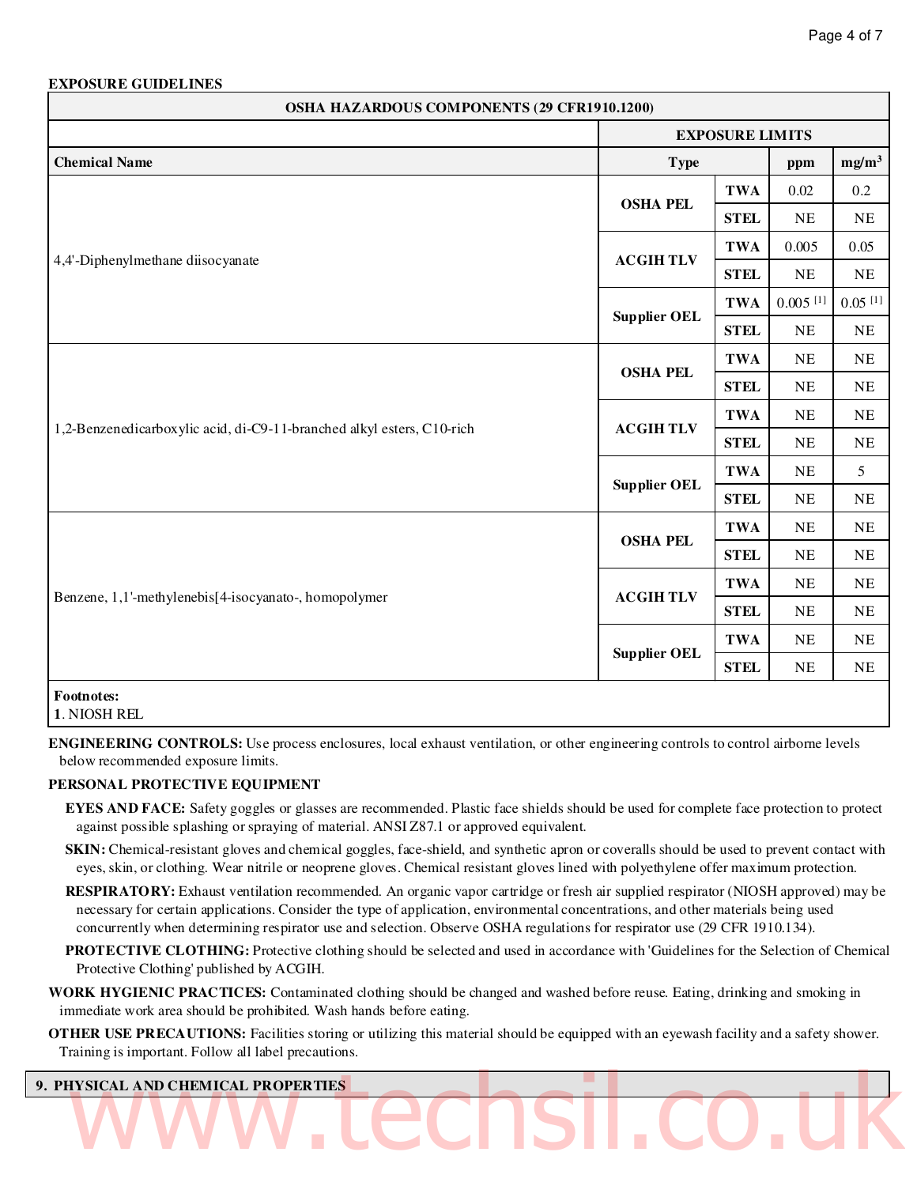**EXPOSURE GUIDELINES**

| OSHA HAZARDOUS COMPONENTS (29 CFR1910.1200) | | | | |
|---|---|---|---|---|
| | EXPOSURE LIMITS | | | |
| **Chemical Name** | **Type** | | **ppm** | **mg/m$^3$** |
| 4,4'-Diphenylmethane diisocyanate | **OSHA PEL** | **TWA** | 0.02 | 0.2 |
| | | **STEL** | NE | NE |
| | **ACGIH TLV** | **TWA** | 0.005 | 0.05 |
| | | **STEL** | NE | NE |
| | **Supplier OEL** | **TWA** | 0.005 [1] | 0.05 [1] |
| | | **STEL** | NE | NE |
| 1,2-Benzenedicarboxylic acid, di-C9-11-branched alkyl esters, C10-rich | **OSHA PEL** | **TWA** | NE | NE |
| | | **STEL** | NE | NE |
| | **ACGIH TLV** | **TWA** | NE | NE |
| | | **STEL** | NE | NE |
| | **Supplier OEL** | **TWA** | NE | 5 |
| | | **STEL** | NE | NE |
| Benzene, 1,1'-methylenebis[4-isocyanato-, homopolymer | **OSHA PEL** | **TWA** | NE | NE |
| | | **STEL** | NE | NE |
| | **ACGIH TLV** | **TWA** | NE | NE |
| | | **STEL** | NE | NE |
| | **Supplier OEL** | **TWA** | NE | NE |
| | | **STEL** | NE | NE |

**Footnotes:**
**1**. NIOSH REL

**ENGINEERING CONTROLS:** Use process enclosures, local exhaust ventilation, or other engineering controls to control airborne levels below recommended exposure limits.

**PERSONAL PROTECTIVE EQUIPMENT**

**EYES AND FACE:** Safety goggles or glasses are recommended. Plastic face shields should be used for complete face protection to protect against possible splashing or spraying of material. ANSI Z87.1 or approved equivalent.

**SKIN:** Chemical-resistant gloves and chemical goggles, face-shield, and synthetic apron or coveralls should be used to prevent contact with eyes, skin, or clothing. Wear nitrile or neoprene gloves. Chemical resistant gloves lined with polyethylene offer maximum protection.

**RESPIRATORY:** Exhaust ventilation recommended. An organic vapor cartridge or fresh air supplied respirator (NIOSH approved) may be necessary for certain applications. Consider the type of application, environmental concentrations, and other materials being used concurrently when determining respirator use and selection. Observe OSHA regulations for respirator use (29 CFR 1910.134).

**PROTECTIVE CLOTHING:** Protective clothing should be selected and used in accordance with 'Guidelines for the Selection of Chemical Protective Clothing' published by ACGIH.

**WORK HYGIENIC PRACTICES:** Contaminated clothing should be changed and washed before reuse. Eating, drinking and smoking in immediate work area should be prohibited. Wash hands before eating.

**OTHER USE PRECAUTIONS:** Facilities storing or utilizing this material should be equipped with an eyewash facility and a safety shower. Training is important. Follow all label precautions.

## 9. PHYSICAL AND CHEMICAL PROPERTIES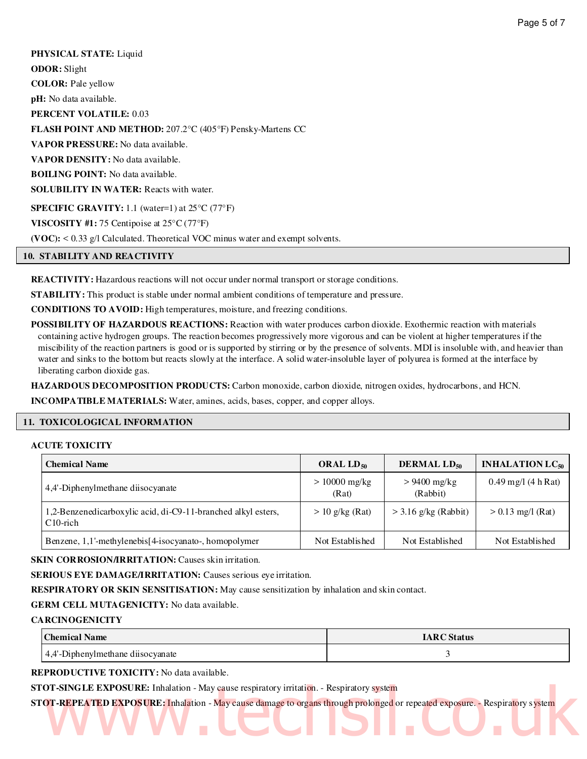**PHYSICAL STATE:** Liquid

**ODOR:** Slight

**COLOR:** Pale yellow

**pH:** No data available.

**PERCENT VOLATILE:** 0.03

**FLASH POINT AND METHOD:** 207.2°C (405°F) Pensky-Martens CC

**VAPOR PRESSURE:** No data available.

**VAPOR DENSITY:** No data available.

**BOILING POINT:** No data available.

**SOLUBILITY IN WATER:** Reacts with water.

**SPECIFIC GRAVITY:** 1.1 (water=1) at 25°C (77°F)

**VISCOSITY #1:** 75 Centipoise at 25°C (77°F)

**(VOC):** < 0.33 g/l Calculated. Theoretical VOC minus water and exempt solvents.

## 10. STABILITY AND REACTIVITY

**REACTIVITY:** Hazardous reactions will not occur under normal transport or storage conditions.

**STABILITY:** This product is stable under normal ambient conditions of temperature and pressure.

**CONDITIONS TO AVOID:** High temperatures, moisture, and freezing conditions.

**POSSIBILITY OF HAZARDOUS REACTIONS:** Reaction with water produces carbon dioxide. Exothermic reaction with materials containing active hydrogen groups. The reaction becomes progressively more vigorous and can be violent at higher temperatures if the miscibility of the reaction partners is good or is supported by stirring or by the presence of solvents. MDI is insoluble with, and heavier than water and sinks to the bottom but reacts slowly at the interface. A solid water-insoluble layer of polyurea is formed at the interface by liberating carbon dioxide gas.

**HAZARDOUS DECOMPOSITION PRODUCTS:** Carbon monoxide, carbon dioxide, nitrogen oxides, hydrocarbons, and HCN.

**INCOMPATIBLE MATERIALS:** Water, amines, acids, bases, copper, and copper alloys.

## 11. TOXICOLOGICAL INFORMATION

**ACUTE TOXICITY**

| Chemical Name | ORAL $LD_{50}$ | DERMAL $LD_{50}$ | INHALATION $LC_{50}$ |
|---|---|---|---|
| 4,4'-Diphenylmethane diisocyanate | > 10000 mg/kg (Rat) | > 9400 mg/kg (Rabbit) | 0.49 mg/l (4 h Rat) |
| 1,2-Benzenedicarboxylic acid, di-C9-11-branched alkyl esters, C10-rich | > 10 g/kg (Rat) | > 3.16 g/kg (Rabbit) | > 0.13 mg/l (Rat) |
| Benzene, 1,1'-methylenebis[4-isocyanato-, homopolymer | Not Established | Not Established | Not Established |

**SKIN CORROSION/IRRITATION:** Causes skin irritation.

**SERIOUS EYE DAMAGE/IRRITATION:** Causes serious eye irritation.

**RESPIRATORY OR SKIN SENSITISATION:** May cause sensitization by inhalation and skin contact.

**GERM CELL MUTAGENICITY:** No data available.

**CARCINOGENICITY**

| Chemical Name | IARC Status |
|---|---|
| 4,4'-Diphenylmethane diisocyanate | 3 |

**REPRODUCTIVE TOXICITY:** No data available.

**STOT-SINGLE EXPOSURE:** Inhalation - May cause respiratory irritation. - Respiratory system

**STOT-REPEATED EXPOSURE:** Inhalation - May cause damage to organs through prolonged or repeated exposure. - Respiratory system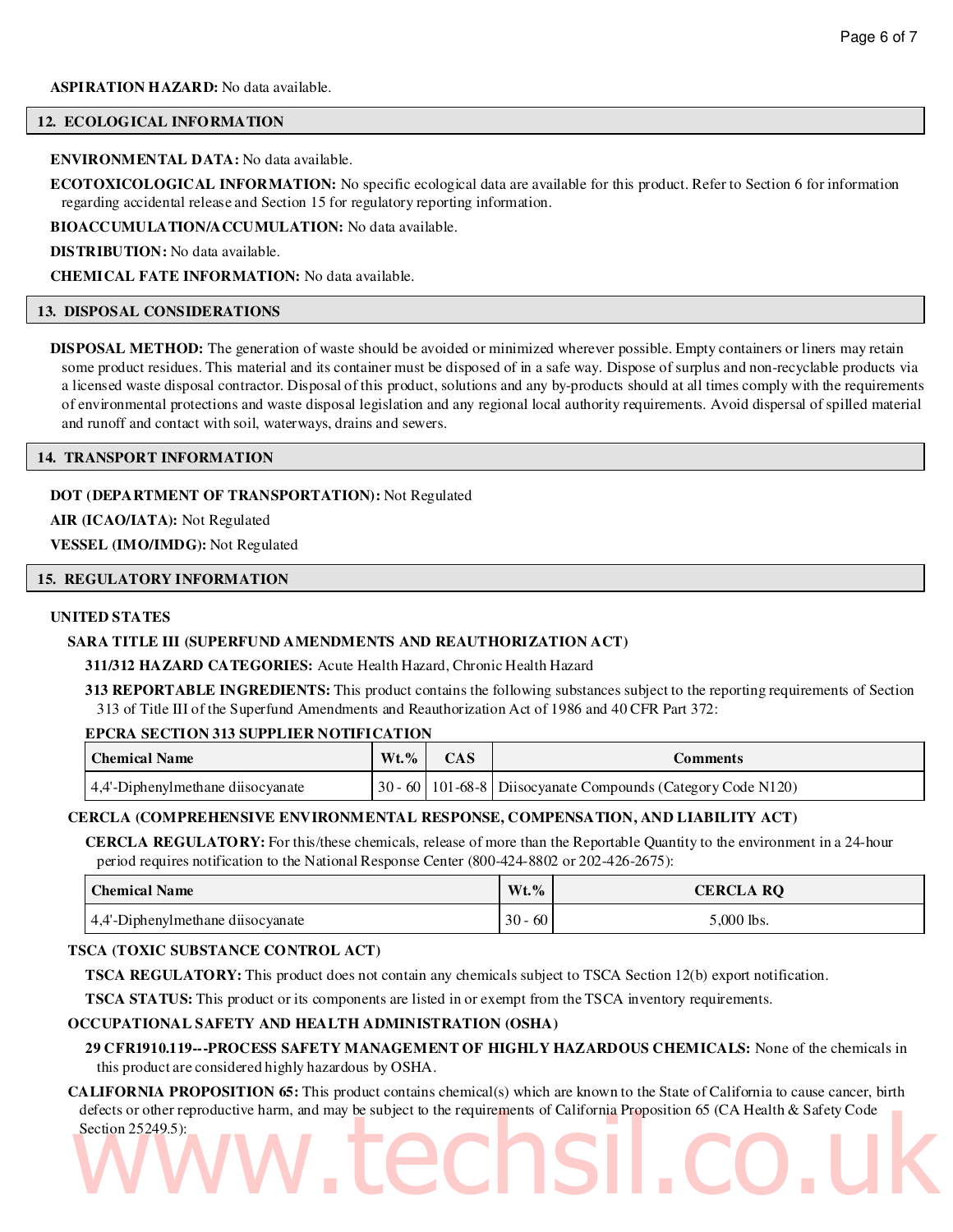**ASPIRATION HAZARD:** No data available.

## 12. ECOLOGICAL INFORMATION

**ENVIRONMENTAL DATA:** No data available.

**ECOTOXICOLOGICAL INFORMATION:** No specific ecological data are available for this product. Refer to Section 6 for information regarding accidental release and Section 15 for regulatory reporting information.

**BIOACCUMULATION/ACCUMULATION:** No data available.

**DISTRIBUTION:** No data available.

**CHEMICAL FATE INFORMATION:** No data available.

## 13. DISPOSAL CONSIDERATIONS

**DISPOSAL METHOD:** The generation of waste should be avoided or minimized wherever possible. Empty containers or liners may retain some product residues. This material and its container must be disposed of in a safe way. Dispose of surplus and non-recyclable products via a licensed waste disposal contractor. Disposal of this product, solutions and any by-products should at all times comply with the requirements of environmental protections and waste disposal legislation and any regional local authority requirements. Avoid dispersal of spilled material and runoff and contact with soil, waterways, drains and sewers.

## 14. TRANSPORT INFORMATION

**DOT (DEPARTMENT OF TRANSPORTATION):** Not Regulated

**AIR (ICAO/IATA):** Not Regulated

**VESSEL (IMO/IMDG):** Not Regulated

## 15. REGULATORY INFORMATION

**UNITED STATES**

**SARA TITLE III (SUPERFUND AMENDMENTS AND REAUTHORIZATION ACT)**

**311/312 HAZARD CATEGORIES:** Acute Health Hazard, Chronic Health Hazard

**313 REPORTABLE INGREDIENTS:** This product contains the following substances subject to the reporting requirements of Section 313 of Title III of the Superfund Amendments and Reauthorization Act of 1986 and 40 CFR Part 372:

**EPCRA SECTION 313 SUPPLIER NOTIFICATION**

| Chemical Name | Wt.% | CAS | Comments |
|---|---|---|---|
| 4,4'-Diphenylmethane diisocyanate | 30 - 60 | 101-68-8 | Diisocyanate Compounds (Category Code N120) |

**CERCLA (COMPREHENSIVE ENVIRONMENTAL RESPONSE, COMPENSATION, AND LIABILITY ACT)**

**CERCLA REGULATORY:** For this/these chemicals, release of more than the Reportable Quantity to the environment in a 24-hour period requires notification to the National Response Center (800-424-8802 or 202-426-2675):

| Chemical Name | Wt.% | CERCLA RQ |
|---|---|---|
| 4,4'-Diphenylmethane diisocyanate | 30 - 60 | 5,000 lbs. |

**TSCA (TOXIC SUBSTANCE CONTROL ACT)**

**TSCA REGULATORY:** This product does not contain any chemicals subject to TSCA Section 12(b) export notification.

**TSCA STATUS:** This product or its components are listed in or exempt from the TSCA inventory requirements.

**OCCUPATIONAL SAFETY AND HEALTH ADMINISTRATION (OSHA)**

**29 CFR1910.119---PROCESS SAFETY MANAGEMENT OF HIGHLY HAZARDOUS CHEMICALS:** None of the chemicals in this product are considered highly hazardous by OSHA.

**CALIFORNIA PROPOSITION 65:** This product contains chemical(s) which are known to the State of California to cause cancer, birth defects or other reproductive harm, and may be subject to the requirements of California Proposition 65 (CA Health & Safety Code Section 25249.5):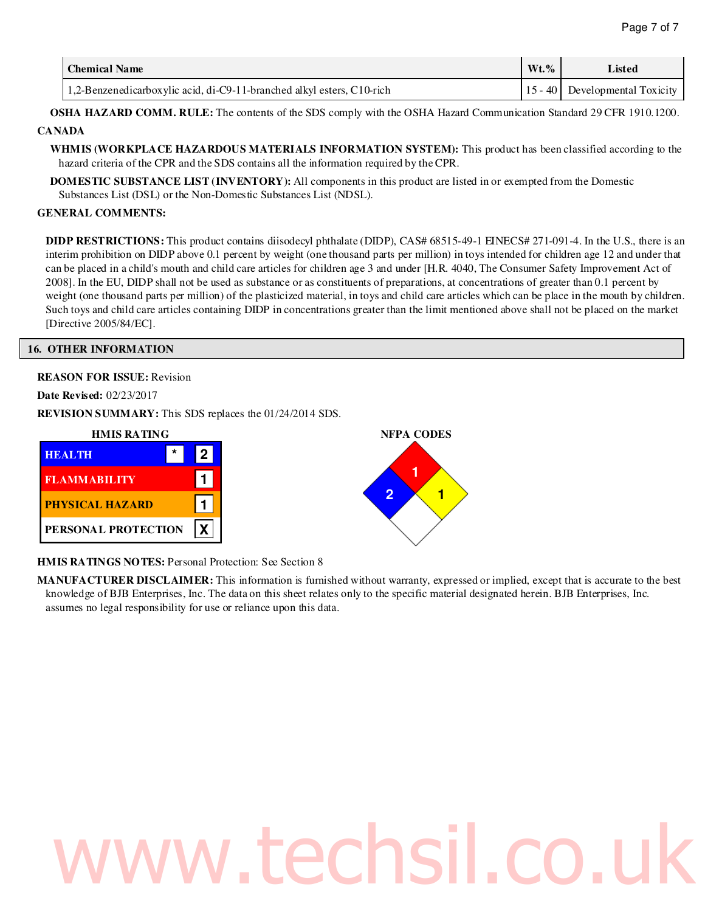| Chemical Name | Wt.% | Listed |
|---|---|---|
| 1,2-Benzenedicarboxylic acid, di-C9-11-branched alkyl esters, C10-rich | 15 - 40 | Developmental Toxicity |

**OSHA HAZARD COMM. RULE:** The contents of the SDS comply with the OSHA Hazard Communication Standard 29 CFR 1910.1200.

**CANADA**

**WHMIS (WORKPLACE HAZARDOUS MATERIALS INFORMATION SYSTEM):** This product has been classified according to the hazard criteria of the CPR and the SDS contains all the information required by the CPR.

**DOMESTIC SUBSTANCE LIST (INVENTORY):** All components in this product are listed in or exempted from the Domestic Substances List (DSL) or the Non-Domestic Substances List (NDSL).

**GENERAL COMMENTS:**

**DIDP RESTRICTIONS:** This product contains diisodecyl phthalate (DIDP), CAS# 68515-49-1 EINECS# 271-091-4. In the U.S., there is an interim prohibition on DIDP above 0.1 percent by weight (one thousand parts per million) in toys intended for children age 12 and under that can be placed in a child's mouth and child care articles for children age 3 and under [H.R. 4040, The Consumer Safety Improvement Act of 2008]. In the EU, DIDP shall not be used as substance or as constituents of preparations, at concentrations of greater than 0.1 percent by weight (one thousand parts per million) of the plasticized material, in toys and child care articles which can be place in the mouth by children. Such toys and child care articles containing DIDP in concentrations greater than the limit mentioned above shall not be placed on the market [Directive 2005/84/EC].

## 16. OTHER INFORMATION

**REASON FOR ISSUE:** Revision

**Date Revised:** 02/23/2017

**REVISION SUMMARY:** This SDS replaces the 01/24/2014 SDS.

**HMIS RATING**

| | | |
|---|---|---|
| HEALTH | * | 2 |
| FLAMMABILITY | | 1 |
| PHYSICAL HAZARD | | 1 |
| PERSONAL PROTECTION | | X |

**NFPA CODES**

1

2

1

**HMIS RATINGS NOTES:** Personal Protection: See Section 8

**MANUFACTURER DISCLAIMER:** This information is furnished without warranty, expressed or implied, except that is accurate to the best knowledge of BJB Enterprises, Inc. The data on this sheet relates only to the specific material designated herein. BJB Enterprises, Inc. assumes no legal responsibility for use or reliance upon this data.

www.techsil.co.uk